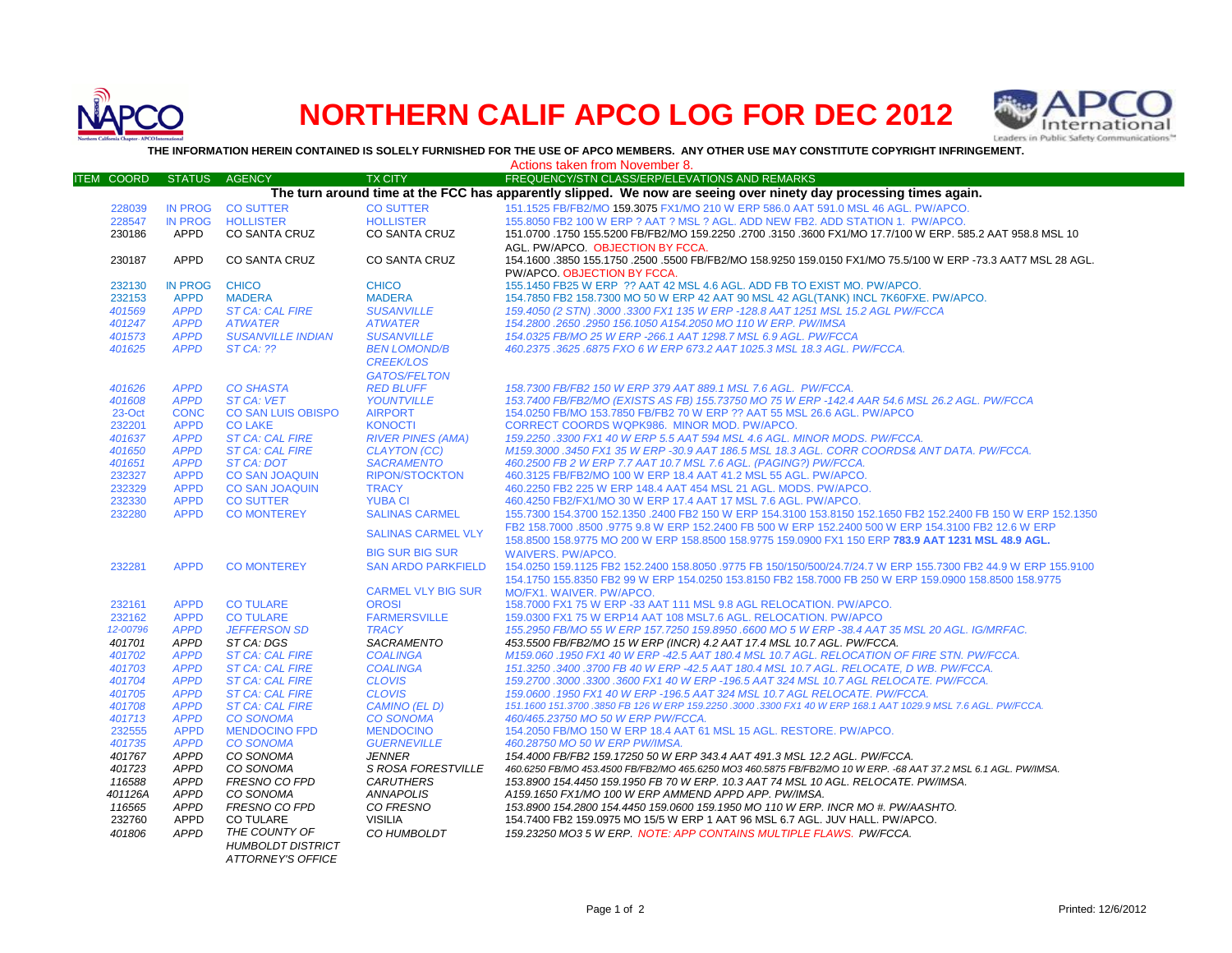# NORTHERN CALIF APCO LOG FOR DEC 2012

**THE INFORMATION HEREIN CONTAINED IS SOLELY FURNISHED FOR THE USE OF APCO MEMBERS. ANY OTHER USE MAY CONSTITUTE COPYRIGHT INFRINGEMENT.**

Actions taken from November 8.

| ITEM | COORD | STATUS | AGENCY | TX CITY | FREQUENCY/STN CLASS/ERP/ELEVATIONS AND REMARKS |
|---|---|---|---|---|---|
| | | | | | **The turn around time at the FCC has apparently slipped. We now are seeing over ninety day processing times again.** |
| | 228039 | IN PROG | CO SUTTER | CO SUTTER | 151.1525 FB/FB2/MO 159.3075 FX1/MO 210 W ERP 586.0 AAT 591.0 MSL 46 AGL. PW/APCO. |
| | 228547 | IN PROG | HOLLISTER | HOLLISTER | 155.8050 FB2 100 W ERP ? AAT ? MSL ? AGL. ADD NEW FB2. ADD STATION 1. PW/APCO. |
| | 230186 | APPD | CO SANTA CRUZ | CO SANTA CRUZ | 151.0700 .1750 155.5200 FB/FB2/MO 159.2250 .2700 .3150 .3600 FX1/MO 17.7/100 W ERP. 585.2 AAT 958.8 MSL 10 AGL. PW/APCO. OBJECTION BY FCCA. |
| | 230187 | APPD | CO SANTA CRUZ | CO SANTA CRUZ | 154.1600 .3850 155.1750 .2500 .5500 FB/FB2/MO 158.9250 159.0150 FX1/MO 75.5/100 W ERP -73.3 AAT7 MSL 28 AGL. PW/APCO. OBJECTION BY FCCA. |
| | 232130 | IN PROG | CHICO | CHICO | 155.1450 FB25 W ERP ?? AAT 42 MSL 4.6 AGL. ADD FB TO EXIST MO. PW/APCO. |
| | 232153 | APPD | MADERA | MADERA | 154.7850 FB2 158.7300 MO 50 W ERP 42 AAT 90 MSL 42 AGL(TANK) INCL 7K60FXE. PW/APCO. |
| | *401569* | *APPD* | *ST CA: CAL FIRE* | *SUSANVILLE* | *159.4050 (2 STN) .3000 .3300 FX1 135 W ERP -128.8 AAT 1251 MSL 15.2 AGL PW/FCCA* |
| | *401247* | *APPD* | *ATWATER* | *ATWATER* | *154.2800 .2650 .2950 156.1050 A154.2050 MO 110 W ERP. PW/IMSA* |
| | *401573* | *APPD* | *SUSANVILLE INDIAN* | *SUSANVILLE* | *154.0325 FB/MO 25 W ERP -266.1 AAT 1298.7 MSL 6.9 AGL. PW/FCCA* |
| | *401625* | *APPD* | *ST CA: ??* | *BEN LOMOND/B CREEK/LOS GATOS/FELTON* | *460.2375 .3625 .6875 FXO 6 W ERP 673.2 AAT 1025.3 MSL 18.3 AGL. PW/FCCA.* |
| | *401626* | *APPD* | *CO SHASTA* | *RED BLUFF* | *158.7300 FB/FB2 150 W ERP 379 AAT 889.1 MSL 7.6 AGL. PW/FCCA.* |
| | *401608* | *APPD* | *ST CA: VET* | *YOUNTVILLE* | *153.7400 FB/FB2/MO (EXISTS AS FB) 155.73750 MO 75 W ERP -142.4 AAR 54.6 MSL 26.2 AGL. PW/FCCA* |
| | 23-Oct | CONC | CO SAN LUIS OBISPO | AIRPORT | 154.0250 FB/MO 153.7850 FB/FB2 70 W ERP ?? AAT 55 MSL 26.6 AGL. PW/APCO |
| | 232201 | APPD | CO LAKE | KONOCTI | CORRECT COORDS WQPK986. MINOR MOD. PW/APCO. |
| | *401637* | *APPD* | *ST CA: CAL FIRE* | *RIVER PINES (AMA)* | *159.2250 .3300 FX1 40 W ERP 5.5 AAT 594 MSL 4.6 AGL. MINOR MODS. PW/FCCA.* |
| | *401650* | *APPD* | *ST CA: CAL FIRE* | *CLAYTON (CC)* | *M159.3000 .3450 FX1 35 W ERP -30.9 AAT 186.5 MSL 18.3 AGL. CORR COORDS& ANT DATA. PW/FCCA.* |
| | *401651* | *APPD* | *ST CA: DOT* | *SACRAMENTO* | *460.2500 FB 2 W ERP 7.7 AAT 10.7 MSL 7.6 AGL. (PAGING?) PW/FCCA.* |
| | 232327 | APPD | CO SAN JOAQUIN | RIPON/STOCKTON | 460.3125 FB/FB2/MO 100 W ERP 18.4 AAT 41.2 MSL 55 AGL. PW/APCO. |
| | 232329 | APPD | CO SAN JOAQUIN | TRACY | 460.2250 FB2 225 W ERP 148.4 AAT 454 MSL 21 AGL. MODS. PW/APCO. |
| | 232330 | APPD | CO SUTTER | YUBA CI | 460.4250 FB2/FX1/MO 30 W ERP 17.4 AAT 17 MSL 7.6 AGL. PW/APCO. |
| | 232280 | APPD | CO MONTEREY | SALINAS CARMEL SALINAS CARMEL VLY BIG SUR BIG SUR | 155.7300 154.3700 152.1350 .2400 FB2 150 W ERP 154.3100 153.8150 152.1650 FB2 152.2400 FB 150 W ERP 152.1350 FB2 158.7000 .8500 .9775 9.8 W ERP 152.2400 FB 500 W ERP 152.2400 500 W ERP 154.3100 FB2 12.6 W ERP 158.8500 158.9775 MO 200 W ERP 158.8500 158.9775 159.0900 FX1 150 ERP **783.9 AAT 1231 MSL 48.9 AGL.** WAIVERS. PW/APCO. |
| | 232281 | APPD | CO MONTEREY | SAN ARDO PARKFIELD CARMEL VLY BIG SUR | 154.0250 159.1125 FB2 152.2400 158.8050 .9775 FB 150/150/500/24.7/24.7 W ERP 155.7300 FB2 44.9 W ERP 155.9100 154.1750 155.8350 FB2 99 W ERP 154.0250 153.8150 FB2 158.7000 FB 250 W ERP 159.0900 158.8500 158.9775 MO/FX1. WAIVER. PW/APCO. |
| | 232161 | APPD | CO TULARE | OROSI | 158.7000 FX1 75 W ERP -33 AAT 111 MSL 9.8 AGL RELOCATION. PW/APCO. |
| | 232162 | APPD | CO TULARE | FARMERSVILLE | 159.0300 FX1 75 W ERP14 AAT 108 MSL7.6 AGL. RELOCATION. PW/APCO |
| | *12-00796* | *APPD* | *JEFFERSON SD* | *TRACY* | *155.2950 FB/MO 55 W ERP 157.7250 159.8950 .6600 MO 5 W ERP -38.4 AAT 35 MSL 20 AGL. IG/MRFAC.* |
| | *401701* | *APPD* | *ST CA: DGS* | *SACRAMENTO* | *453.5500 FB/FB2/MO 15 W ERP (INCR) 4.2 AAT 17.4 MSL 10.7 AGL. PW/FCCA.* |
| | *401702* | *APPD* | *ST CA: CAL FIRE* | *COALINGA* | *M159.060 .1950 FX1 40 W ERP -42.5 AAT 180.4 MSL 10.7 AGL. RELOCATION OF FIRE STN. PW/FCCA.* |
| | *401703* | *APPD* | *ST CA: CAL FIRE* | *COALINGA* | *151.3250 .3400 .3700 FB 40 W ERP -42.5 AAT 180.4 MSL 10.7 AGL. RELOCATE, D WB. PW/FCCA.* |
| | *401704* | *APPD* | *ST CA: CAL FIRE* | *CLOVIS* | *159.2700 .3000 .3300 .3600 FX1 40 W ERP -196.5 AAT 324 MSL 10.7 AGL RELOCATE. PW/FCCA.* |
| | *401705* | *APPD* | *ST CA: CAL FIRE* | *CLOVIS* | *159.0600 .1950 FX1 40 W ERP -196.5 AAT 324 MSL 10.7 AGL RELOCATE. PW/FCCA.* |
| | *401708* | *APPD* | *ST CA: CAL FIRE* | *CAMINO (EL D)* | *151.1600 151.3700 .3850 FB 126 W ERP 159.2250 .3000 .3300 FX1 40 W ERP 168.1 AAT 1029.9 MSL 7.6 AGL. PW/FCCA.* |
| | *401713* | *APPD* | *CO SONOMA* | *CO SONOMA* | *460/465.23750 MO 50 W ERP PW/FCCA.* |
| | 232555 | APPD | MENDOCINO FPD | MENDOCINO | 154.2050 FB/MO 150 W ERP 18.4 AAT 61 MSL 15 AGL. RESTORE. PW/APCO. |
| | *401735* | *APPD* | *CO SONOMA* | *GUERNEVILLE* | *460.28750 MO 50 W ERP PW/IMSA.* |
| | *401767* | *APPD* | *CO SONOMA* | *JENNER* | *154.4000 FB/FB2 159.17250 50 W ERP 343.4 AAT 491.3 MSL 12.2 AGL. PW/FCCA.* |
| | *401723* | *APPD* | *CO SONOMA* | *S ROSA FORESTVILLE* | *460.6250 FB/MO 453.4500 FB/FB2/MO 465.6250 MO3 460.5875 FB/FB2/MO 10 W ERP. -68 AAT 37.2 MSL 6.1 AGL. PW/IMSA.* |
| | *116588* | *APPD* | *FRESNO CO FPD* | *CARUTHERS* | *153.8900 154.4450 159.1950 FB 70 W ERP. 10.3 AAT 74 MSL 10 AGL. RELOCATE. PW/IMSA.* |
| | *401126A* | *APPD* | *CO SONOMA* | *ANNAPOLIS* | *A159.1650 FX1/MO 100 W ERP AMMEND APPD APP. PW/IMSA.* |
| | *116565* | *APPD* | *FRESNO CO FPD* | *CO FRESNO* | *153.8900 154.2800 154.4450 159.0600 159.1950 MO 110 W ERP. INCR MO #. PW/AASHTO.* |
| | 232760 | APPD | CO TULARE | VISILIA | 154.7400 FB2 159.0975 MO 15/5 W ERP 1 AAT 96 MSL 6.7 AGL. JUV HALL. PW/APCO. |
| | *401806* | *APPD* | *THE COUNTY OF HUMBOLDT DISTRICT ATTORNEY'S OFFICE* | *CO HUMBOLDT* | *159.23250 MO3 5 W ERP. NOTE: APP CONTAINS MULTIPLE FLAWS. PW/FCCA.* |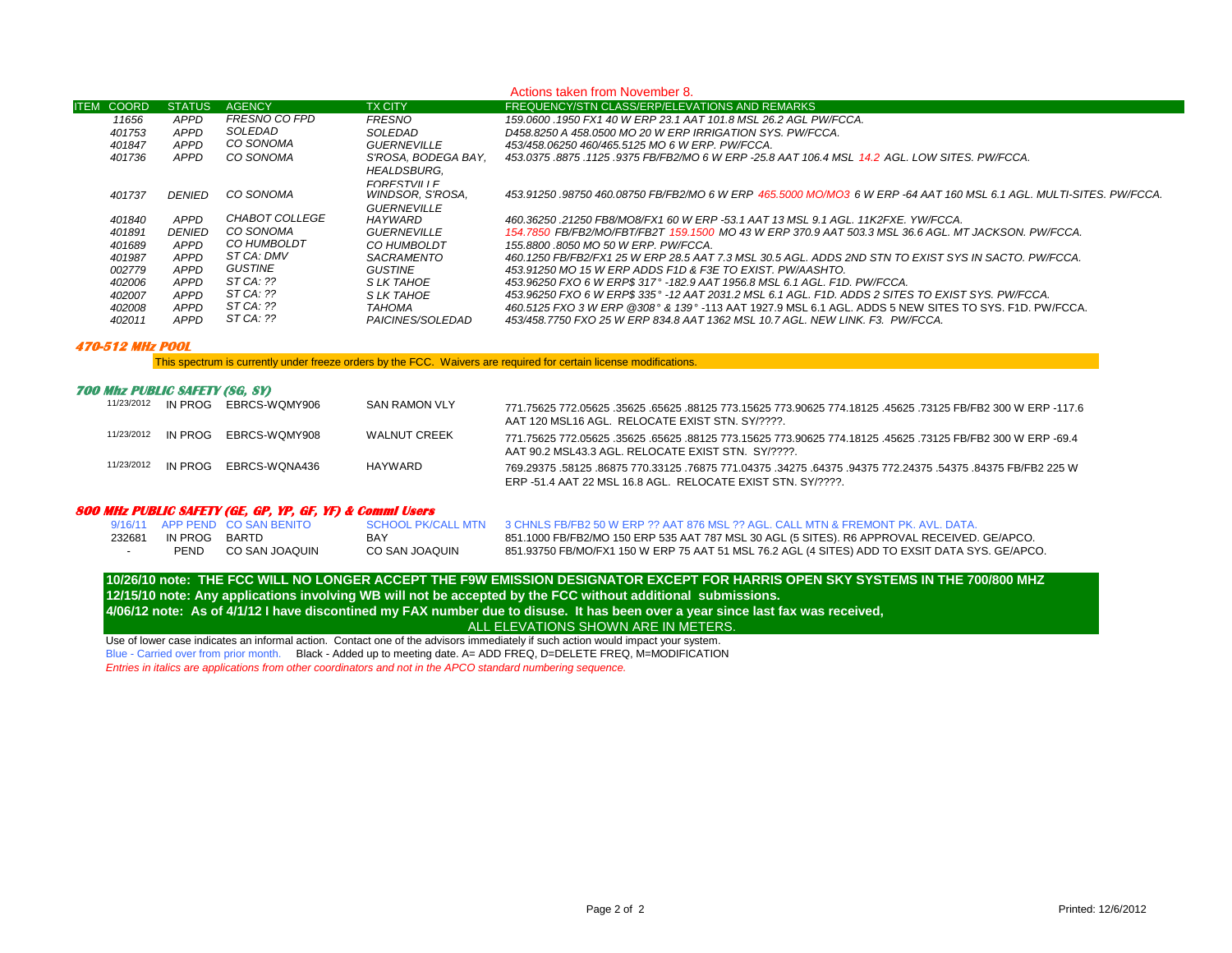Actions taken from November 8.

| ITEM | COORD | STATUS | AGENCY | TX CITY | FREQUENCY/STN CLASS/ERP/ELEVATIONS AND REMARKS |
|---|---|---|---|---|---|
| | *11656* | *APPD* | *FRESNO CO FPD* | *FRESNO* | *159.0600 .1950 FX1 40 W ERP 23.1 AAT 101.8 MSL 26.2 AGL PW/FCCA.* |
| | *401753* | *APPD* | *SOLEDAD* | *SOLEDAD* | *D458.8250 A 458.0500 MO 20 W ERP IRRIGATION SYS. PW/FCCA.* |
| | *401847* | *APPD* | *CO SONOMA* | *GUERNEVILLE* | *453/458.06250 460/465.5125 MO 6 W ERP. PW/FCCA.* |
| | *401736* | *APPD* | *CO SONOMA* | *S'ROSA, BODEGA BAY, HEALDSBURG, FORESTVILLE* | *453.0375 .8875 .1125 .9375 FB/FB2/MO 6 W ERP -25.8 AAT 106.4 MSL 14.2 AGL. LOW SITES. PW/FCCA.* |
| | *401737* | *DENIED* | *CO SONOMA* | *WINDSOR, S'ROSA, GUERNEVILLE* | *453.91250 .98750 460.08750 FB/FB2/MO 6 W ERP 465.5000 MO/MO3 6 W ERP -64 AAT 160 MSL 6.1 AGL. MULTI-SITES. PW/FCCA.* |
| | *401840* | *APPD* | *CHABOT COLLEGE* | *HAYWARD* | *460.36250 .21250 FB8/MO8/FX1 60 W ERP -53.1 AAT 13 MSL 9.1 AGL. 11K2FXE. YW/FCCA.* |
| | *401891* | *DENIED* | *CO SONOMA* | *GUERNEVILLE* | *154.7850 FB/FB2/MO/FBT/FB2T 159.1500 MO 43 W ERP 370.9 AAT 503.3 MSL 36.6 AGL. MT JACKSON. PW/FCCA.* |
| | *401689* | *APPD* | *CO HUMBOLDT* | *CO HUMBOLDT* | *155.8800 .8050 MO 50 W ERP. PW/FCCA.* |
| | *401987* | *APPD* | *ST CA: DMV* | *SACRAMENTO* | *460.1250 FB/FB2/FX1 25 W ERP 28.5 AAT 7.3 MSL 30.5 AGL. ADDS 2ND STN TO EXIST SYS IN SACTO. PW/FCCA.* |
| | *002779* | *APPD* | *GUSTINE* | *GUSTINE* | *453.91250 MO 15 W ERP ADDS F1D & F3E TO EXIST. PW/AASHTO.* |
| | *402006* | *APPD* | *ST CA: ??* | *S LK TAHOE* | *453.96250 FXO 6 W ERP\$ 317° -182.9 AAT 1956.8 MSL 6.1 AGL. F1D. PW/FCCA.* |
| | *402007* | *APPD* | *ST CA: ??* | *S LK TAHOE* | *453.96250 FXO 6 W ERP\$ 335° -12 AAT 2031.2 MSL 6.1 AGL. F1D. ADDS 2 SITES TO EXIST SYS. PW/FCCA.* |
| | *402008* | *APPD* | *ST CA: ??* | *TAHOMA* | *460.5125 FXO 3 W ERP @308° & 139° -113 AAT 1927.9 MSL 6.1 AGL. ADDS 5 NEW SITES TO SYS. F1D. PW/FCCA.* |
| | *402011* | *APPD* | *ST CA: ??* | *PAICINES/SOLEDAD* | *453/458.7750 FXO 25 W ERP 834.8 AAT 1362 MSL 10.7 AGL. NEW LINK. F3. PW/FCCA.* |

### *470-512 MHz POOL*

This spectrum is currently under freeze orders by the FCC. Waivers are required for certain license modifications.

### *700 Mhz PUBLIC SAFETY (SG, SY)*

| | | | | |
|---|---|---|---|---|
| 11/23/2012 | IN PROG | EBRCS-WQMY906 | SAN RAMON VLY | 771.75625 772.05625 .35625 .65625 .88125 773.15625 773.90625 774.18125 .45625 .73125 FB/FB2 300 W ERP -117.6 AAT 120 MSL16 AGL. RELOCATE EXIST STN. SY/????. |
| 11/23/2012 | IN PROG | EBRCS-WQMY908 | WALNUT CREEK | 771.75625 772.05625 .35625 .65625 .88125 773.15625 773.90625 774.18125 .45625 .73125 FB/FB2 300 W ERP -69.4 AAT 90.2 MSL43.3 AGL. RELOCATE EXIST STN. SY/????. |
| 11/23/2012 | IN PROG | EBRCS-WQNA436 | HAYWARD | 769.29375 .58125 .86875 770.33125 .76875 771.04375 .34275 .64375 .94375 772.24375 .54375 .84375 FB/FB2 225 W ERP -51.4 AAT 22 MSL 16.8 AGL. RELOCATE EXIST STN. SY/????. |

### *800 MHz PUBLIC SAFETY (GE, GP, YP, GF, YF) & Comml Users*

| | | | | |
|---|---|---|---|---|
| 9/16/11 | APP PEND | CO SAN BENITO | SCHOOL PK/CALL MTN | 3 CHNLS FB/FB2 50 W ERP ?? AAT 876 MSL ?? AGL. CALL MTN & FREMONT PK. AVL. DATA. |
| 232681 | IN PROG | BARTD | BAY | 851.1000 FB/FB2/MO 150 ERP 535 AAT 787 MSL 30 AGL (5 SITES). R6 APPROVAL RECEIVED. GE/APCO. |
| - | PEND | CO SAN JOAQUIN | CO SAN JOAQUIN | 851.93750 FB/MO/FX1 150 W ERP 75 AAT 51 MSL 76.2 AGL (4 SITES) ADD TO EXSIT DATA SYS. GE/APCO. |

**10/26/10 note: THE FCC WILL NO LONGER ACCEPT THE F9W EMISSION DESIGNATOR EXCEPT FOR HARRIS OPEN SKY SYSTEMS IN THE 700/800 MHZ**
**12/15/10 note: Any applications involving WB will not be accepted by the FCC without additional submissions.**
**4/06/12 note: As of 4/1/12 I have discontinued my FAX number due to disuse. It has been over a year since last fax was received,**

ALL ELEVATIONS SHOWN ARE IN METERS.

Use of lower case indicates an informal action. Contact one of the advisors immediately if such action would impact your system.

Blue - Carried over from prior month. Black - Added up to meeting date. A= ADD FREQ, D=DELETE FREQ, M=MODIFICATION

*Entries in italics are applications from other coordinators and not in the APCO standard numbering sequence.*

Printed: 12/6/2012